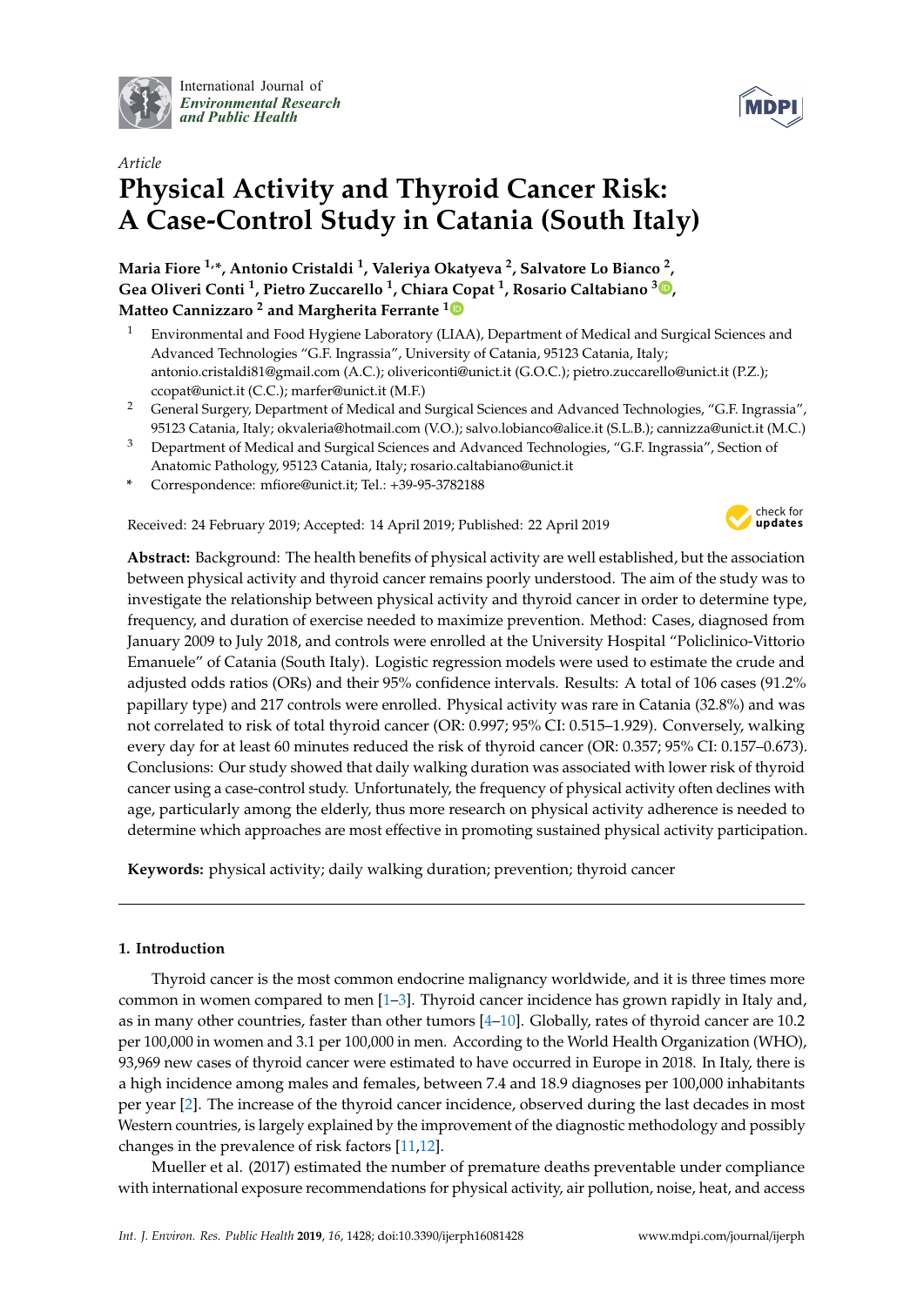International Journal of *Environmental Research and Public Health*

*Article*

# Physical Activity and Thyroid Cancer Risk: A Case-Control Study in Catania (South Italy)

**Maria Fiore [1,*], Antonio Cristaldi [1], Valeriya Okatyeva [2], Salvatore Lo Bianco [2], Gea Oliveri Conti [1], Pietro Zuccarello [1], Chiara Copat [1], Rosario Caltabiano [3], Matteo Cannizzaro [2] and Margherita Ferrante [1]**

1. Environmental and Food Hygiene Laboratory (LIAA), Department of Medical and Surgical Sciences and Advanced Technologies "G.F. Ingrassia", University of Catania, 95123 Catania, Italy; antonio.cristaldi81@gmail.com (A.C.); olivericonti@unict.it (G.O.C.); pietro.zuccarello@unict.it (P.Z.); ccopat@unict.it (C.C.); marfer@unict.it (M.F.)
2. General Surgery, Department of Medical and Surgical Sciences and Advanced Technologies, "G.F. Ingrassia", 95123 Catania, Italy; okvaleria@hotmail.com (V.O.); salvo.lobianco@alice.it (S.L.B.); cannizza@unict.it (M.C.)
3. Department of Medical and Surgical Sciences and Advanced Technologies, "G.F. Ingrassia", Section of Anatomic Pathology, 95123 Catania, Italy; rosario.caltabiano@unict.it

\* Correspondence: mfiore@unict.it; Tel.: +39-95-3782188

Received: 24 February 2019; Accepted: 14 April 2019; Published: 22 April 2019

**Abstract:** Background: The health benefits of physical activity are well established, but the association between physical activity and thyroid cancer remains poorly understood. The aim of the study was to investigate the relationship between physical activity and thyroid cancer in order to determine type, frequency, and duration of exercise needed to maximize prevention. Method: Cases, diagnosed from January 2009 to July 2018, and controls were enrolled at the University Hospital "Policlinico-Vittorio Emanuele" of Catania (South Italy). Logistic regression models were used to estimate the crude and adjusted odds ratios (ORs) and their 95% confidence intervals. Results: A total of 106 cases (91.2% papillary type) and 217 controls were enrolled. Physical activity was rare in Catania (32.8%) and was not correlated to risk of total thyroid cancer (OR: 0.997; 95% CI: 0.515–1.929). Conversely, walking every day for at least 60 minutes reduced the risk of thyroid cancer (OR: 0.357; 95% CI: 0.157–0.673). Conclusions: Our study showed that daily walking duration was associated with lower risk of thyroid cancer using a case-control study. Unfortunately, the frequency of physical activity often declines with age, particularly among the elderly, thus more research on physical activity adherence is needed to determine which approaches are most effective in promoting sustained physical activity participation.

**Keywords:** physical activity; daily walking duration; prevention; thyroid cancer

## 1. Introduction

Thyroid cancer is the most common endocrine malignancy worldwide, and it is three times more common in women compared to men [1–3]. Thyroid cancer incidence has grown rapidly in Italy and, as in many other countries, faster than other tumors [4–10]. Globally, rates of thyroid cancer are 10.2 per 100,000 in women and 3.1 per 100,000 in men. According to the World Health Organization (WHO), 93,969 new cases of thyroid cancer were estimated to have occurred in Europe in 2018. In Italy, there is a high incidence among males and females, between 7.4 and 18.9 diagnoses per 100,000 inhabitants per year [2]. The increase of the thyroid cancer incidence, observed during the last decades in most Western countries, is largely explained by the improvement of the diagnostic methodology and possibly changes in the prevalence of risk factors [11,12].

Mueller et al. (2017) estimated the number of premature deaths preventable under compliance with international exposure recommendations for physical activity, air pollution, noise, heat, and access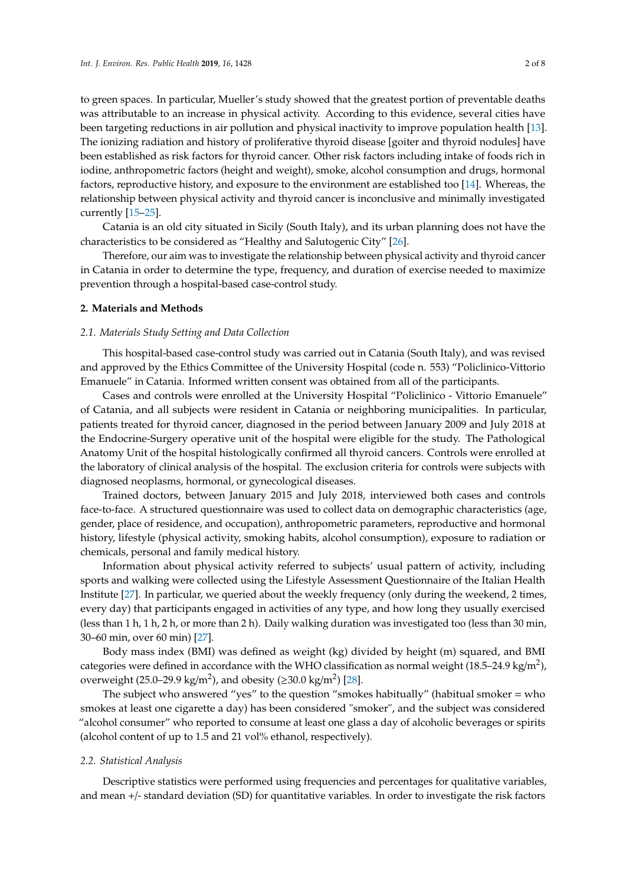to green spaces. In particular, Mueller's study showed that the greatest portion of preventable deaths was attributable to an increase in physical activity. According to this evidence, several cities have been targeting reductions in air pollution and physical inactivity to improve population health [13]. The ionizing radiation and history of proliferative thyroid disease [goiter and thyroid nodules] have been established as risk factors for thyroid cancer. Other risk factors including intake of foods rich in iodine, anthropometric factors (height and weight), smoke, alcohol consumption and drugs, hormonal factors, reproductive history, and exposure to the environment are established too [14]. Whereas, the relationship between physical activity and thyroid cancer is inconclusive and minimally investigated currently [15–25].

Catania is an old city situated in Sicily (South Italy), and its urban planning does not have the characteristics to be considered as "Healthy and Salutogenic City" [26].

Therefore, our aim was to investigate the relationship between physical activity and thyroid cancer in Catania in order to determine the type, frequency, and duration of exercise needed to maximize prevention through a hospital-based case-control study.

## 2. Materials and Methods

### 2.1. Materials Study Setting and Data Collection

This hospital-based case-control study was carried out in Catania (South Italy), and was revised and approved by the Ethics Committee of the University Hospital (code n. 553) "Policlinico-Vittorio Emanuele" in Catania. Informed written consent was obtained from all of the participants.

Cases and controls were enrolled at the University Hospital "Policlinico - Vittorio Emanuele" of Catania, and all subjects were resident in Catania or neighboring municipalities. In particular, patients treated for thyroid cancer, diagnosed in the period between January 2009 and July 2018 at the Endocrine-Surgery operative unit of the hospital were eligible for the study. The Pathological Anatomy Unit of the hospital histologically confirmed all thyroid cancers. Controls were enrolled at the laboratory of clinical analysis of the hospital. The exclusion criteria for controls were subjects with diagnosed neoplasms, hormonal, or gynecological diseases.

Trained doctors, between January 2015 and July 2018, interviewed both cases and controls face-to-face. A structured questionnaire was used to collect data on demographic characteristics (age, gender, place of residence, and occupation), anthropometric parameters, reproductive and hormonal history, lifestyle (physical activity, smoking habits, alcohol consumption), exposure to radiation or chemicals, personal and family medical history.

Information about physical activity referred to subjects' usual pattern of activity, including sports and walking were collected using the Lifestyle Assessment Questionnaire of the Italian Health Institute [27]. In particular, we queried about the weekly frequency (only during the weekend, 2 times, every day) that participants engaged in activities of any type, and how long they usually exercised (less than 1 h, 1 h, 2 h, or more than 2 h). Daily walking duration was investigated too (less than 30 min, 30–60 min, over 60 min) [27].

Body mass index (BMI) was defined as weight (kg) divided by height (m) squared, and BMI categories were defined in accordance with the WHO classification as normal weight (18.5–24.9 kg/m$^2$), overweight (25.0–29.9 kg/m$^2$), and obesity ($\geq$30.0 kg/m$^2$) [28].

The subject who answered "yes" to the question "smokes habitually" (habitual smoker = who smokes at least one cigarette a day) has been considered "smoker", and the subject was considered "alcohol consumer" who reported to consume at least one glass a day of alcoholic beverages or spirits (alcohol content of up to 1.5 and 21 vol% ethanol, respectively).

### 2.2. Statistical Analysis

Descriptive statistics were performed using frequencies and percentages for qualitative variables, and mean +/- standard deviation (SD) for quantitative variables. In order to investigate the risk factors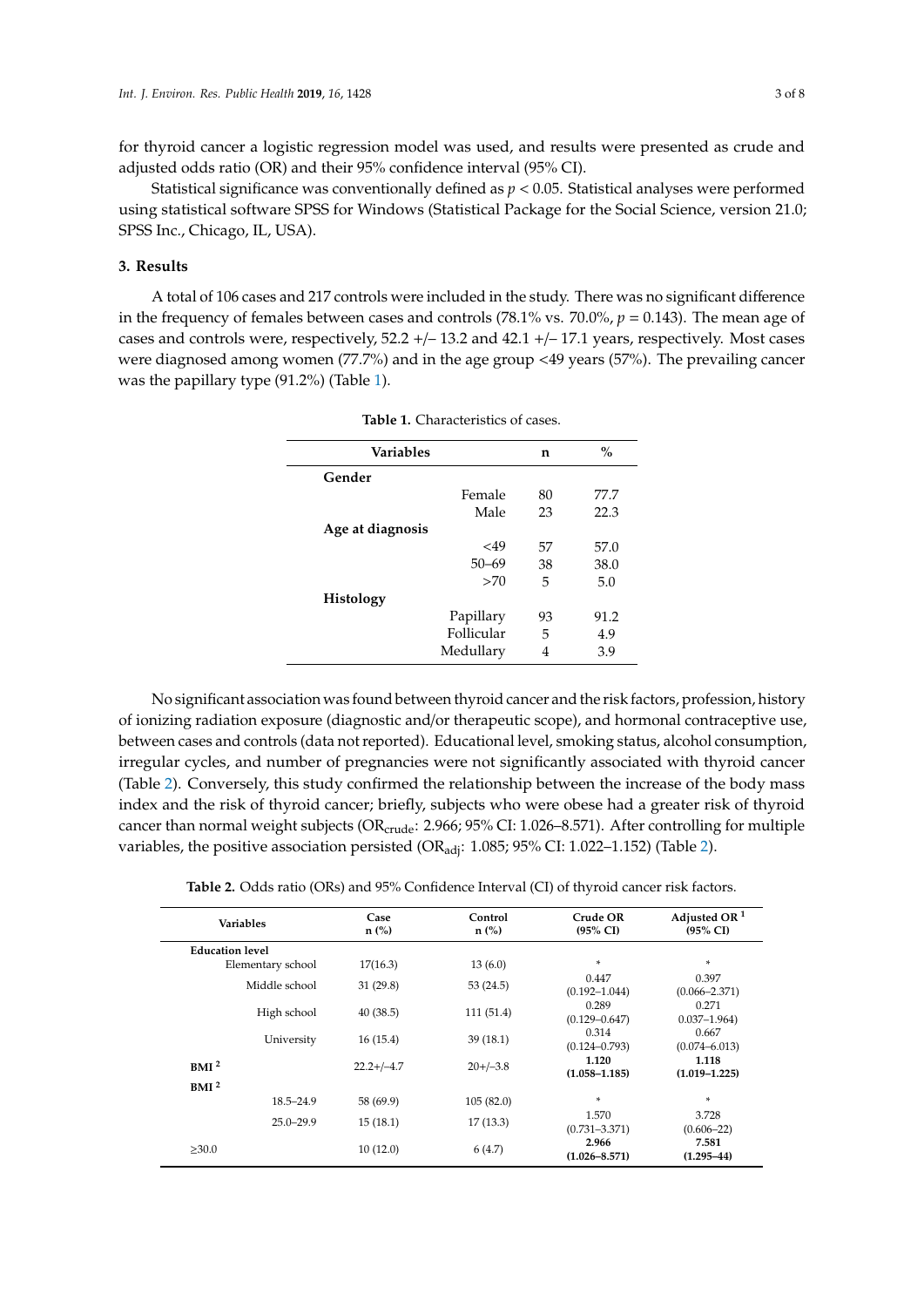for thyroid cancer a logistic regression model was used, and results were presented as crude and adjusted odds ratio (OR) and their 95% confidence interval (95% CI).

Statistical significance was conventionally defined as $p < 0.05$. Statistical analyses were performed using statistical software SPSS for Windows (Statistical Package for the Social Science, version 21.0; SPSS Inc., Chicago, IL, USA).

## 3. Results

A total of 106 cases and 217 controls were included in the study. There was no significant difference in the frequency of females between cases and controls (78.1% vs. 70.0%, $p = 0.143$). The mean age of cases and controls were, respectively, 52.2 +/– 13.2 and 42.1 +/– 17.1 years, respectively. Most cases were diagnosed among women (77.7%) and in the age group <49 years (57%). The prevailing cancer was the papillary type (91.2%) (Table 1).

**Table 1.** Characteristics of cases.

| Variables | | n | % |
|---|---|---|---|
| **Gender** | | | |
| | Female | 80 | 77.7 |
| | Male | 23 | 22.3 |
| **Age at diagnosis** | | | |
| | <49 | 57 | 57.0 |
| | 50–69 | 38 | 38.0 |
| | >70 | 5 | 5.0 |
| **Histology** | | | |
| | Papillary | 93 | 91.2 |
| | Follicular | 5 | 4.9 |
| | Medullary | 4 | 3.9 |

No significant association was found between thyroid cancer and the risk factors, profession, history of ionizing radiation exposure (diagnostic and/or therapeutic scope), and hormonal contraceptive use, between cases and controls (data not reported). Educational level, smoking status, alcohol consumption, irregular cycles, and number of pregnancies were not significantly associated with thyroid cancer (Table 2). Conversely, this study confirmed the relationship between the increase of the body mass index and the risk of thyroid cancer; briefly, subjects who were obese had a greater risk of thyroid cancer than normal weight subjects ($OR_{crude}$: 2.966; 95% CI: 1.026–8.571). After controlling for multiple variables, the positive association persisted ($OR_{adj}$: 1.085; 95% CI: 1.022–1.152) (Table 2).

**Table 2.** Odds ratio (ORs) and 95% Confidence Interval (CI) of thyroid cancer risk factors.

| Variables | | Case n (%) | Control n (%) | Crude OR (95% CI) | Adjusted OR [1] (95% CI) |
|---|---|---|---|---|---|
| **Education level** | | | | | |
| | Elementary school | 17(16.3) | 13 (6.0) | * | * |
| | Middle school | 31 (29.8) | 53 (24.5) | 0.447 (0.192–1.044) | 0.397 (0.066–2.371) |
| | High school | 40 (38.5) | 111 (51.4) | 0.289 (0.129–0.647) | 0.271 0.037–1.964) |
| | University | 16 (15.4) | 39 (18.1) | 0.314 (0.124–0.793) | 0.667 (0.074–6.013) |
| **BMI [2]** | | 22.2+/–4.7 | 20+/–3.8 | **1.120 (1.058–1.185)** | **1.118 (1.019–1.225)** |
| **BMI [2]** | | | | | |
| | 18.5–24.9 | 58 (69.9) | 105 (82.0) | * | * |
| | 25.0–29.9 | 15 (18.1) | 17 (13.3) | 1.570 (0.731–3.371) | 3.728 (0.606–22) |
| ≥30.0 | | 10 (12.0) | 6 (4.7) | **2.966 (1.026–8.571)** | **7.581 (1.295–44)** |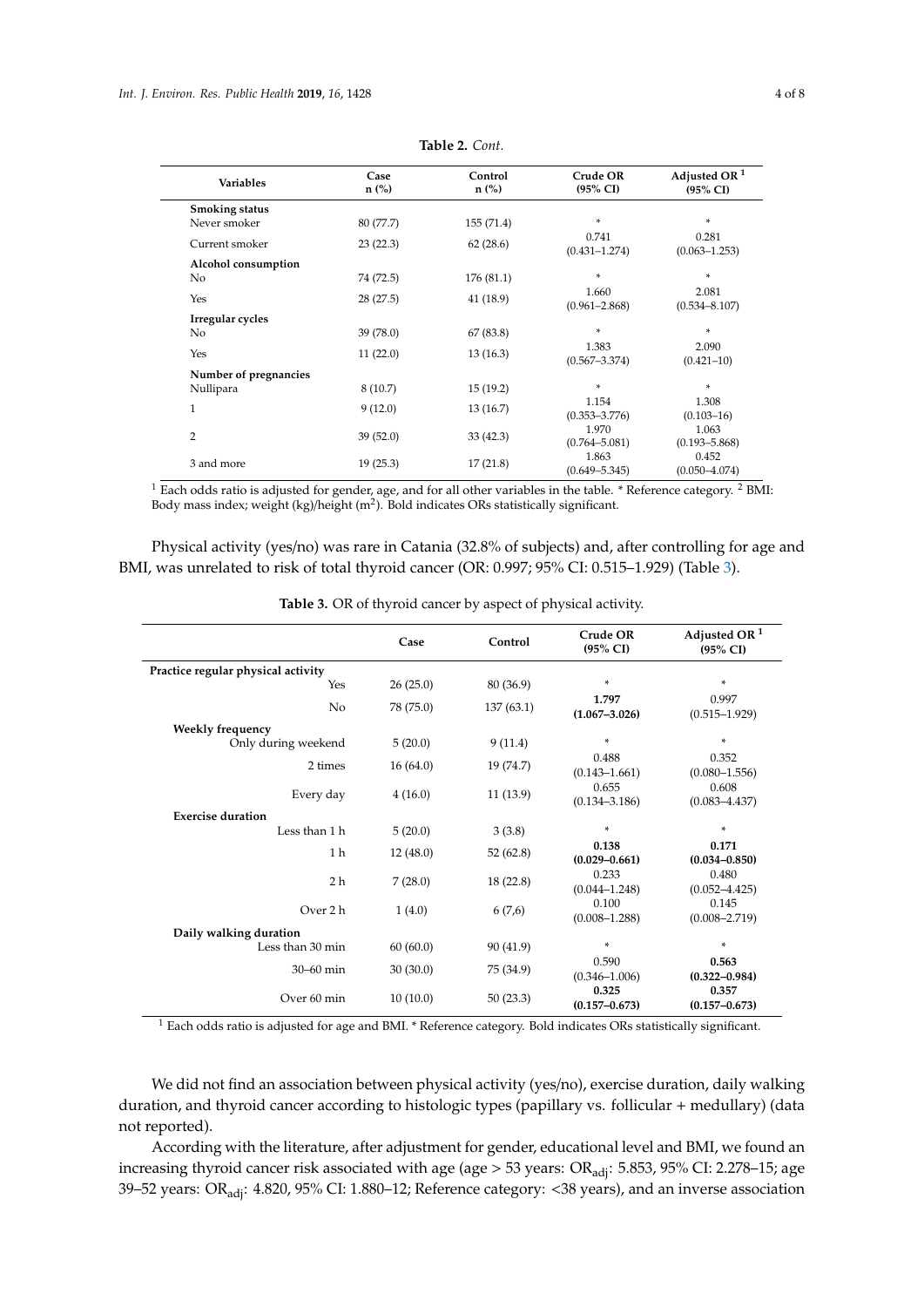**Table 2.** *Cont.*

| Variables | Case n (%) | Control n (%) | Crude OR (95% CI) | Adjusted OR [1] (95% CI) |
|---|---|---|---|---|
| **Smoking status** | | | | |
| Never smoker | 80 (77.7) | 155 (71.4) | * | * |
| Current smoker | 23 (22.3) | 62 (28.6) | 0.741 (0.431–1.274) | 0.281 (0.063–1.253) |
| **Alcohol consumption** | | | | |
| No | 74 (72.5) | 176 (81.1) | * | * |
| Yes | 28 (27.5) | 41 (18.9) | 1.660 (0.961–2.868) | 2.081 (0.534–8.107) |
| **Irregular cycles** | | | | |
| No | 39 (78.0) | 67 (83.8) | * | * |
| Yes | 11 (22.0) | 13 (16.3) | 1.383 (0.567–3.374) | 2.090 (0.421–10) |
| **Number of pregnancies** | | | | |
| Nullipara | 8 (10.7) | 15 (19.2) | * | * |
| 1 | 9 (12.0) | 13 (16.7) | 1.154 (0.353–3.776) | 1.308 (0.103–16) |
| 2 | 39 (52.0) | 33 (42.3) | 1.970 (0.764–5.081) | 1.063 (0.193–5.868) |
| 3 and more | 19 (25.3) | 17 (21.8) | 1.863 (0.649–5.345) | 0.452 (0.050–4.074) |

[1] Each odds ratio is adjusted for gender, age, and for all other variables in the table. * Reference category. [2] BMI: Body mass index; weight (kg)/height ($m^2$). Bold indicates ORs statistically significant.

Physical activity (yes/no) was rare in Catania (32.8% of subjects) and, after controlling for age and BMI, was unrelated to risk of total thyroid cancer (OR: 0.997; 95% CI: 0.515–1.929) (Table 3).

**Table 3.** OR of thyroid cancer by aspect of physical activity.

| | Case | Control | Crude OR (95% CI) | Adjusted OR [1] (95% CI) |
|---|---|---|---|---|
| **Practice regular physical activity** | | | | |
| Yes | 26 (25.0) | 80 (36.9) | * | * |
| No | 78 (75.0) | 137 (63.1) | **1.797 (1.067–3.026)** | 0.997 (0.515–1.929) |
| **Weekly frequency** | | | | |
| Only during weekend | 5 (20.0) | 9 (11.4) | * | * |
| 2 times | 16 (64.0) | 19 (74.7) | 0.488 (0.143–1.661) | 0.352 (0.080–1.556) |
| Every day | 4 (16.0) | 11 (13.9) | 0.655 (0.134–3.186) | 0.608 (0.083–4.437) |
| **Exercise duration** | | | | |
| Less than 1 h | 5 (20.0) | 3 (3.8) | * | * |
| 1 h | 12 (48.0) | 52 (62.8) | **0.138 (0.029–0.661)** | **0.171 (0.034–0.850)** |
| 2 h | 7 (28.0) | 18 (22.8) | 0.233 (0.044–1.248) | 0.480 (0.052–4.425) |
| Over 2 h | 1 (4.0) | 6 (7,6) | 0.100 (0.008–1.288) | 0.145 (0.008–2.719) |
| **Daily walking duration** | | | | |
| Less than 30 min | 60 (60.0) | 90 (41.9) | * | * |
| 30–60 min | 30 (30.0) | 75 (34.9) | 0.590 (0.346–1.006) | **0.563 (0.322–0.984)** |
| Over 60 min | 10 (10.0) | 50 (23.3) | **0.325 (0.157–0.673)** | **0.357 (0.157–0.673)** |

[1] Each odds ratio is adjusted for age and BMI. * Reference category. Bold indicates ORs statistically significant.

We did not find an association between physical activity (yes/no), exercise duration, daily walking duration, and thyroid cancer according to histologic types (papillary vs. follicular + medullary) (data not reported).

According with the literature, after adjustment for gender, educational level and BMI, we found an increasing thyroid cancer risk associated with age (age > 53 years: $OR_{adj}$: 5.853, 95% CI: 2.278–15; age 39–52 years: $OR_{adj}$: 4.820, 95% CI: 1.880–12; Reference category: <38 years), and an inverse association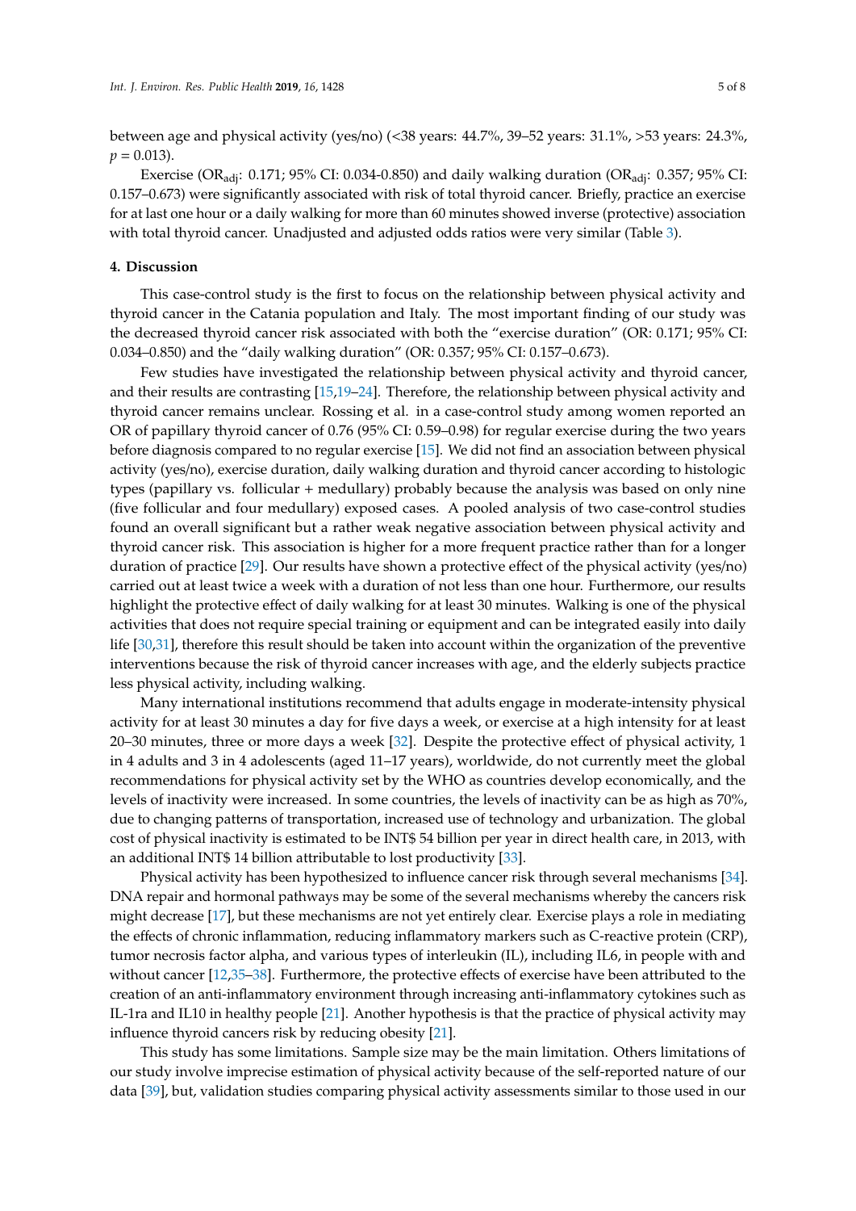between age and physical activity (yes/no) (<38 years: 44.7%, 39–52 years: 31.1%, >53 years: 24.3%, $p = 0.013$).

Exercise ($OR_{adj}$: 0.171; 95% CI: 0.034-0.850) and daily walking duration ($OR_{adj}$: 0.357; 95% CI: 0.157–0.673) were significantly associated with risk of total thyroid cancer. Briefly, practice an exercise for at last one hour or a daily walking for more than 60 minutes showed inverse (protective) association with total thyroid cancer. Unadjusted and adjusted odds ratios were very similar (Table 3).

## 4. Discussion

This case-control study is the first to focus on the relationship between physical activity and thyroid cancer in the Catania population and Italy. The most important finding of our study was the decreased thyroid cancer risk associated with both the "exercise duration" (OR: 0.171; 95% CI: 0.034–0.850) and the "daily walking duration" (OR: 0.357; 95% CI: 0.157–0.673).

Few studies have investigated the relationship between physical activity and thyroid cancer, and their results are contrasting [15,19–24]. Therefore, the relationship between physical activity and thyroid cancer remains unclear. Rossing et al. in a case-control study among women reported an OR of papillary thyroid cancer of 0.76 (95% CI: 0.59–0.98) for regular exercise during the two years before diagnosis compared to no regular exercise [15]. We did not find an association between physical activity (yes/no), exercise duration, daily walking duration and thyroid cancer according to histologic types (papillary vs. follicular + medullary) probably because the analysis was based on only nine (five follicular and four medullary) exposed cases. A pooled analysis of two case-control studies found an overall significant but a rather weak negative association between physical activity and thyroid cancer risk. This association is higher for a more frequent practice rather than for a longer duration of practice [29]. Our results have shown a protective effect of the physical activity (yes/no) carried out at least twice a week with a duration of not less than one hour. Furthermore, our results highlight the protective effect of daily walking for at least 30 minutes. Walking is one of the physical activities that does not require special training or equipment and can be integrated easily into daily life [30,31], therefore this result should be taken into account within the organization of the preventive interventions because the risk of thyroid cancer increases with age, and the elderly subjects practice less physical activity, including walking.

Many international institutions recommend that adults engage in moderate-intensity physical activity for at least 30 minutes a day for five days a week, or exercise at a high intensity for at least 20–30 minutes, three or more days a week [32]. Despite the protective effect of physical activity, 1 in 4 adults and 3 in 4 adolescents (aged 11–17 years), worldwide, do not currently meet the global recommendations for physical activity set by the WHO as countries develop economically, and the levels of inactivity were increased. In some countries, the levels of inactivity can be as high as 70%, due to changing patterns of transportation, increased use of technology and urbanization. The global cost of physical inactivity is estimated to be INT$ 54 billion per year in direct health care, in 2013, with an additional INT$ 14 billion attributable to lost productivity [33].

Physical activity has been hypothesized to influence cancer risk through several mechanisms [34]. DNA repair and hormonal pathways may be some of the several mechanisms whereby the cancers risk might decrease [17], but these mechanisms are not yet entirely clear. Exercise plays a role in mediating the effects of chronic inflammation, reducing inflammatory markers such as C-reactive protein (CRP), tumor necrosis factor alpha, and various types of interleukin (IL), including IL6, in people with and without cancer [12,35–38]. Furthermore, the protective effects of exercise have been attributed to the creation of an anti-inflammatory environment through increasing anti-inflammatory cytokines such as IL-1ra and IL10 in healthy people [21]. Another hypothesis is that the practice of physical activity may influence thyroid cancers risk by reducing obesity [21].

This study has some limitations. Sample size may be the main limitation. Others limitations of our study involve imprecise estimation of physical activity because of the self-reported nature of our data [39], but, validation studies comparing physical activity assessments similar to those used in our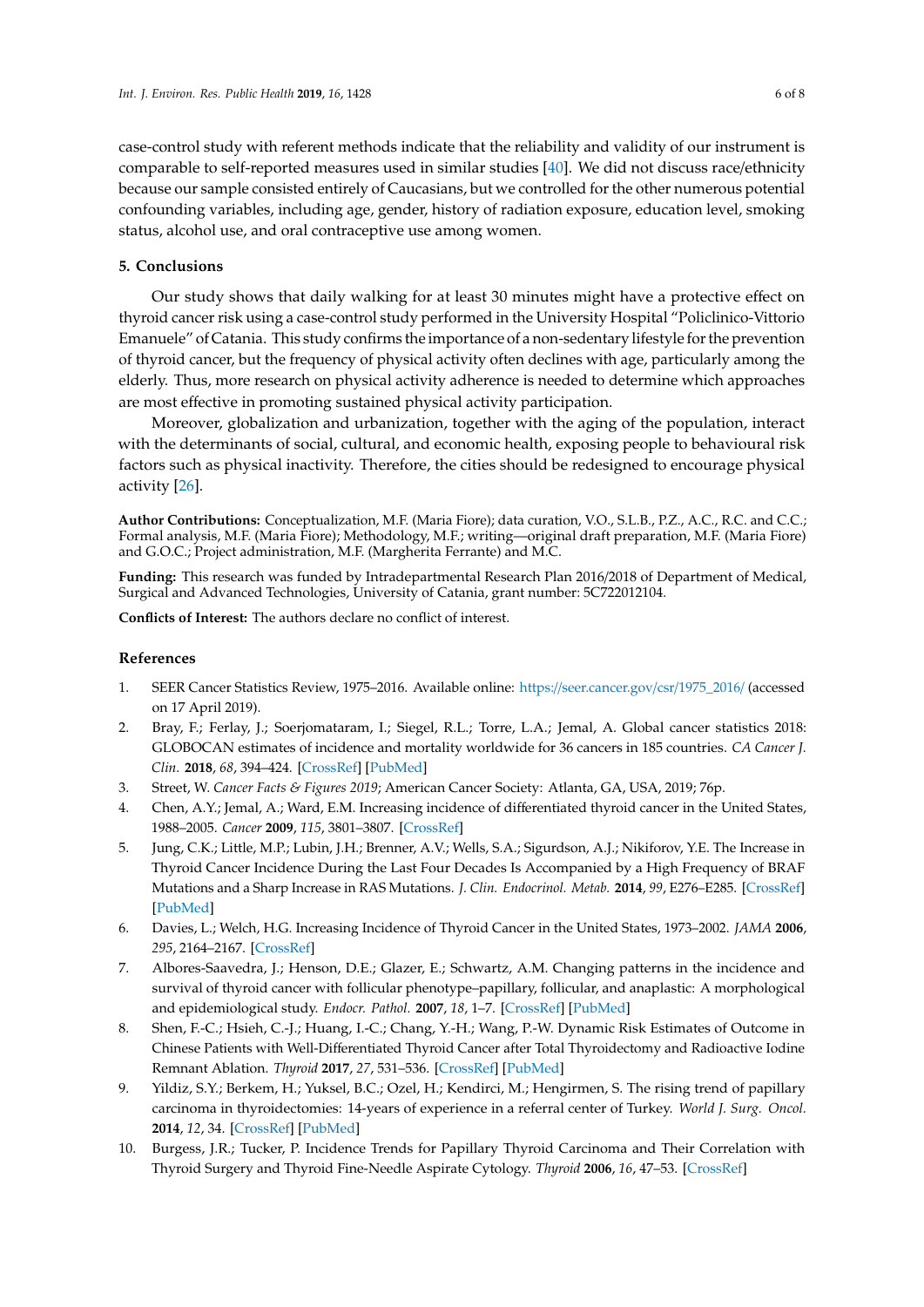case-control study with referent methods indicate that the reliability and validity of our instrument is comparable to self-reported measures used in similar studies [40]. We did not discuss race/ethnicity because our sample consisted entirely of Caucasians, but we controlled for the other numerous potential confounding variables, including age, gender, history of radiation exposure, education level, smoking status, alcohol use, and oral contraceptive use among women.

## 5. Conclusions

Our study shows that daily walking for at least 30 minutes might have a protective effect on thyroid cancer risk using a case-control study performed in the University Hospital "Policlinico-Vittorio Emanuele" of Catania. This study confirms the importance of a non-sedentary lifestyle for the prevention of thyroid cancer, but the frequency of physical activity often declines with age, particularly among the elderly. Thus, more research on physical activity adherence is needed to determine which approaches are most effective in promoting sustained physical activity participation.

Moreover, globalization and urbanization, together with the aging of the population, interact with the determinants of social, cultural, and economic health, exposing people to behavioural risk factors such as physical inactivity. Therefore, the cities should be redesigned to encourage physical activity [26].

**Author Contributions:** Conceptualization, M.F. (Maria Fiore); data curation, V.O., S.L.B., P.Z., A.C., R.C. and C.C.; Formal analysis, M.F. (Maria Fiore); Methodology, M.F.; writing—original draft preparation, M.F. (Maria Fiore) and G.O.C.; Project administration, M.F. (Margherita Ferrante) and M.C.

**Funding:** This research was funded by Intradepartmental Research Plan 2016/2018 of Department of Medical, Surgical and Advanced Technologies, University of Catania, grant number: 5C722012104.

**Conflicts of Interest:** The authors declare no conflict of interest.

## References

1. SEER Cancer Statistics Review, 1975–2016. Available online: https://seer.cancer.gov/csr/1975_2016/ (accessed on 17 April 2019).
2. Bray, F.; Ferlay, J.; Soerjomataram, I.; Siegel, R.L.; Torre, L.A.; Jemal, A. Global cancer statistics 2018: GLOBOCAN estimates of incidence and mortality worldwide for 36 cancers in 185 countries. *CA Cancer J. Clin.* **2018**, *68*, 394–424. [CrossRef] [PubMed]
3. Street, W. *Cancer Facts & Figures 2019*; American Cancer Society: Atlanta, GA, USA, 2019; 76p.
4. Chen, A.Y.; Jemal, A.; Ward, E.M. Increasing incidence of differentiated thyroid cancer in the United States, 1988–2005. *Cancer* **2009**, *115*, 3801–3807. [CrossRef]
5. Jung, C.K.; Little, M.P.; Lubin, J.H.; Brenner, A.V.; Wells, S.A.; Sigurdson, A.J.; Nikiforov, Y.E. The Increase in Thyroid Cancer Incidence During the Last Four Decades Is Accompanied by a High Frequency of BRAF Mutations and a Sharp Increase in RAS Mutations. *J. Clin. Endocrinol. Metab.* **2014**, *99*, E276–E285. [CrossRef] [PubMed]
6. Davies, L.; Welch, H.G. Increasing Incidence of Thyroid Cancer in the United States, 1973–2002. *JAMA* **2006**, *295*, 2164–2167. [CrossRef]
7. Albores-Saavedra, J.; Henson, D.E.; Glazer, E.; Schwartz, A.M. Changing patterns in the incidence and survival of thyroid cancer with follicular phenotype–papillary, follicular, and anaplastic: A morphological and epidemiological study. *Endocr. Pathol.* **2007**, *18*, 1–7. [CrossRef] [PubMed]
8. Shen, F.-C.; Hsieh, C.-J.; Huang, I.-C.; Chang, Y.-H.; Wang, P.-W. Dynamic Risk Estimates of Outcome in Chinese Patients with Well-Differentiated Thyroid Cancer after Total Thyroidectomy and Radioactive Iodine Remnant Ablation. *Thyroid* **2017**, *27*, 531–536. [CrossRef] [PubMed]
9. Yildiz, S.Y.; Berkem, H.; Yuksel, B.C.; Ozel, H.; Kendirci, M.; Hengirmen, S. The rising trend of papillary carcinoma in thyroidectomies: 14-years of experience in a referral center of Turkey. *World J. Surg. Oncol.* **2014**, *12*, 34. [CrossRef] [PubMed]
10. Burgess, J.R.; Tucker, P. Incidence Trends for Papillary Thyroid Carcinoma and Their Correlation with Thyroid Surgery and Thyroid Fine-Needle Aspirate Cytology. *Thyroid* **2006**, *16*, 47–53. [CrossRef]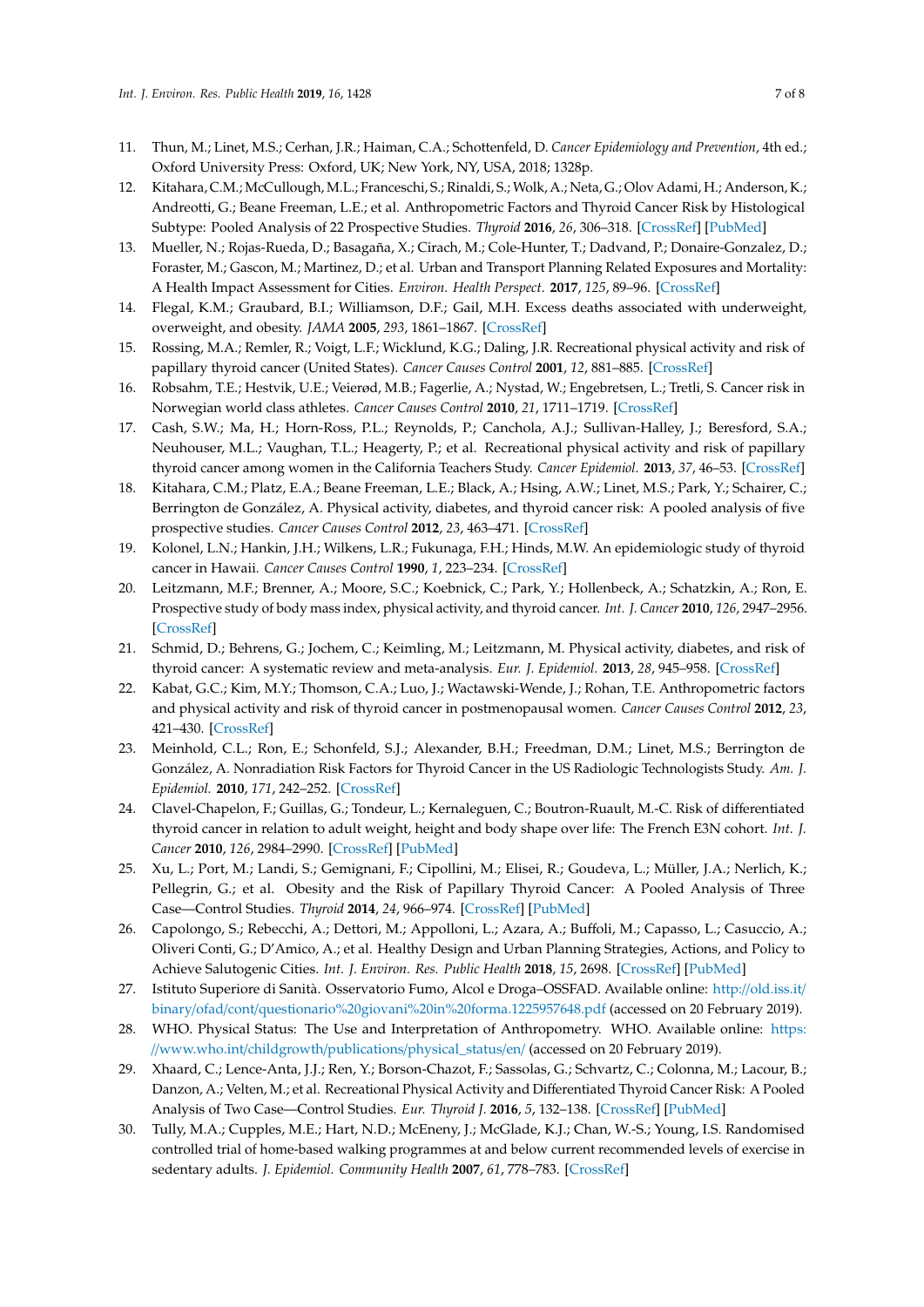11. Thun, M.; Linet, M.S.; Cerhan, J.R.; Haiman, C.A.; Schottenfeld, D. *Cancer Epidemiology and Prevention*, 4th ed.; Oxford University Press: Oxford, UK; New York, NY, USA, 2018; 1328p.
12. Kitahara, C.M.; McCullough, M.L.; Franceschi, S.; Rinaldi, S.; Wolk, A.; Neta, G.; Olov Adami, H.; Anderson, K.; Andreotti, G.; Beane Freeman, L.E.; et al. Anthropometric Factors and Thyroid Cancer Risk by Histological Subtype: Pooled Analysis of 22 Prospective Studies. *Thyroid* **2016**, *26*, 306–318. [CrossRef] [PubMed]
13. Mueller, N.; Rojas-Rueda, D.; Basagaña, X.; Cirach, M.; Cole-Hunter, T.; Dadvand, P.; Donaire-Gonzalez, D.; Foraster, M.; Gascon, M.; Martinez, D.; et al. Urban and Transport Planning Related Exposures and Mortality: A Health Impact Assessment for Cities. *Environ. Health Perspect.* **2017**, *125*, 89–96. [CrossRef]
14. Flegal, K.M.; Graubard, B.I.; Williamson, D.F.; Gail, M.H. Excess deaths associated with underweight, overweight, and obesity. *JAMA* **2005**, *293*, 1861–1867. [CrossRef]
15. Rossing, M.A.; Remler, R.; Voigt, L.F.; Wicklund, K.G.; Daling, J.R. Recreational physical activity and risk of papillary thyroid cancer (United States). *Cancer Causes Control* **2001**, *12*, 881–885. [CrossRef]
16. Robsahm, T.E.; Hestvik, U.E.; Veierød, M.B.; Fagerlie, A.; Nystad, W.; Engebretsen, L.; Tretli, S. Cancer risk in Norwegian world class athletes. *Cancer Causes Control* **2010**, *21*, 1711–1719. [CrossRef]
17. Cash, S.W.; Ma, H.; Horn-Ross, P.L.; Reynolds, P.; Canchola, A.J.; Sullivan-Halley, J.; Beresford, S.A.; Neuhouser, M.L.; Vaughan, T.L.; Heagerty, P.; et al. Recreational physical activity and risk of papillary thyroid cancer among women in the California Teachers Study. *Cancer Epidemiol.* **2013**, *37*, 46–53. [CrossRef]
18. Kitahara, C.M.; Platz, E.A.; Beane Freeman, L.E.; Black, A.; Hsing, A.W.; Linet, M.S.; Park, Y.; Schairer, C.; Berrington de González, A. Physical activity, diabetes, and thyroid cancer risk: A pooled analysis of five prospective studies. *Cancer Causes Control* **2012**, *23*, 463–471. [CrossRef]
19. Kolonel, L.N.; Hankin, J.H.; Wilkens, L.R.; Fukunaga, F.H.; Hinds, M.W. An epidemiologic study of thyroid cancer in Hawaii. *Cancer Causes Control* **1990**, *1*, 223–234. [CrossRef]
20. Leitzmann, M.F.; Brenner, A.; Moore, S.C.; Koebnick, C.; Park, Y.; Hollenbeck, A.; Schatzkin, A.; Ron, E. Prospective study of body mass index, physical activity, and thyroid cancer. *Int. J. Cancer* **2010**, *126*, 2947–2956. [CrossRef]
21. Schmid, D.; Behrens, G.; Jochem, C.; Keimling, M.; Leitzmann, M. Physical activity, diabetes, and risk of thyroid cancer: A systematic review and meta-analysis. *Eur. J. Epidemiol.* **2013**, *28*, 945–958. [CrossRef]
22. Kabat, G.C.; Kim, M.Y.; Thomson, C.A.; Luo, J.; Wactawski-Wende, J.; Rohan, T.E. Anthropometric factors and physical activity and risk of thyroid cancer in postmenopausal women. *Cancer Causes Control* **2012**, *23*, 421–430. [CrossRef]
23. Meinhold, C.L.; Ron, E.; Schonfeld, S.J.; Alexander, B.H.; Freedman, D.M.; Linet, M.S.; Berrington de González, A. Nonradiation Risk Factors for Thyroid Cancer in the US Radiologic Technologists Study. *Am. J. Epidemiol.* **2010**, *171*, 242–252. [CrossRef]
24. Clavel-Chapelon, F.; Guillas, G.; Tondeur, L.; Kernaleguen, C.; Boutron-Ruault, M.-C. Risk of differentiated thyroid cancer in relation to adult weight, height and body shape over life: The French E3N cohort. *Int. J. Cancer* **2010**, *126*, 2984–2990. [CrossRef] [PubMed]
25. Xu, L.; Port, M.; Landi, S.; Gemignani, F.; Cipollini, M.; Elisei, R.; Goudeva, L.; Müller, J.A.; Nerlich, K.; Pellegrin, G.; et al. Obesity and the Risk of Papillary Thyroid Cancer: A Pooled Analysis of Three Case—Control Studies. *Thyroid* **2014**, *24*, 966–974. [CrossRef] [PubMed]
26. Capolongo, S.; Rebecchi, A.; Dettori, M.; Appolloni, L.; Azara, A.; Buffoli, M.; Capasso, L.; Casuccio, A.; Oliveri Conti, G.; D'Amico, A.; et al. Healthy Design and Urban Planning Strategies, Actions, and Policy to Achieve Salutogenic Cities. *Int. J. Environ. Res. Public Health* **2018**, *15*, 2698. [CrossRef] [PubMed]
27. Istituto Superiore di Sanità. Osservatorio Fumo, Alcol e Droga–OSSFAD. Available online: http://old.iss.it/binary/ofad/cont/questionario%20giovani%20in%20forma.1225957648.pdf (accessed on 20 February 2019).
28. WHO. Physical Status: The Use and Interpretation of Anthropometric. WHO. Available online: https://www.who.int/childgrowth/publications/physical_status/en/ (accessed on 20 February 2019).
29. Xhaard, C.; Lence-Anta, J.J.; Ren, Y.; Borson-Chazot, F.; Sassolas, G.; Schvartz, C.; Colonna, M.; Lacour, B.; Danzon, A.; Velten, M.; et al. Recreational Physical Activity and Differentiated Thyroid Cancer Risk: A Pooled Analysis of Two Case—Control Studies. *Eur. Thyroid J.* **2016**, *5*, 132–138. [CrossRef] [PubMed]
30. Tully, M.A.; Cupples, M.E.; Hart, N.D.; McEneny, J.; McGlade, K.J.; Chan, W.-S.; Young, I.S. Randomised controlled trial of home-based walking programmes at and below current recommended levels of exercise in sedentary adults. *J. Epidemiol. Community Health* **2007**, *61*, 778–783. [CrossRef]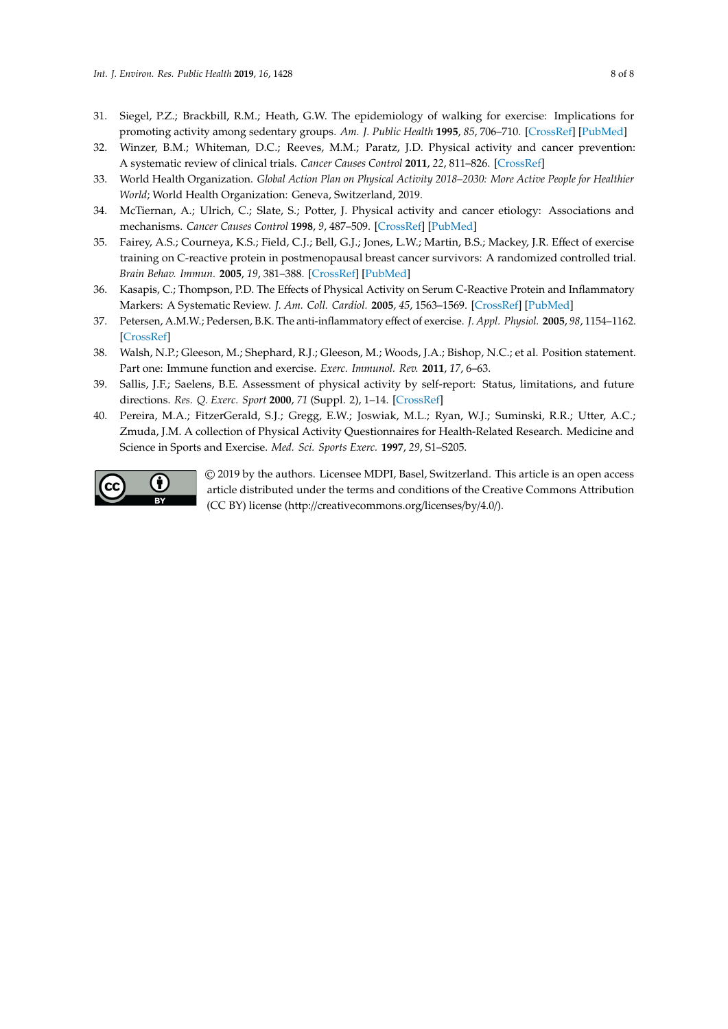31. Siegel, P.Z.; Brackbill, R.M.; Heath, G.W. The epidemiology of walking for exercise: Implications for promoting activity among sedentary groups. *Am. J. Public Health* **1995**, *85*, 706–710. [CrossRef] [PubMed]
32. Winzer, B.M.; Whiteman, D.C.; Reeves, M.M.; Paratz, J.D. Physical activity and cancer prevention: A systematic review of clinical trials. *Cancer Causes Control* **2011**, *22*, 811–826. [CrossRef]
33. World Health Organization. *Global Action Plan on Physical Activity 2018–2030: More Active People for Healthier World*; World Health Organization: Geneva, Switzerland, 2019.
34. McTiernan, A.; Ulrich, C.; Slate, S.; Potter, J. Physical activity and cancer etiology: Associations and mechanisms. *Cancer Causes Control* **1998**, *9*, 487–509. [CrossRef] [PubMed]
35. Fairey, A.S.; Courneya, K.S.; Field, C.J.; Bell, G.J.; Jones, L.W.; Martin, B.S.; Mackey, J.R. Effect of exercise training on C-reactive protein in postmenopausal breast cancer survivors: A randomized controlled trial. *Brain Behav. Immun.* **2005**, *19*, 381–388. [CrossRef] [PubMed]
36. Kasapis, C.; Thompson, P.D. The Effects of Physical Activity on Serum C-Reactive Protein and Inflammatory Markers: A Systematic Review. *J. Am. Coll. Cardiol.* **2005**, *45*, 1563–1569. [CrossRef] [PubMed]
37. Petersen, A.M.W.; Pedersen, B.K. The anti-inflammatory effect of exercise. *J. Appl. Physiol.* **2005**, *98*, 1154–1162. [CrossRef]
38. Walsh, N.P.; Gleeson, M.; Shephard, R.J.; Gleeson, M.; Woods, J.A.; Bishop, N.C.; et al. Position statement. Part one: Immune function and exercise. *Exerc. Immunol. Rev.* **2011**, *17*, 6–63.
39. Sallis, J.F.; Saelens, B.E. Assessment of physical activity by self-report: Status, limitations, and future directions. *Res. Q. Exerc. Sport* **2000**, *71* (Suppl. 2), 1–14. [CrossRef]
40. Pereira, M.A.; FitzerGerald, S.J.; Gregg, E.W.; Joswiak, M.L.; Ryan, W.J.; Suminski, R.R.; Utter, A.C.; Zmuda, J.M. A collection of Physical Activity Questionnaires for Health-Related Research. Medicine and Science in Sports and Exercise. *Med. Sci. Sports Exerc.* **1997**, *29*, S1–S205.

© 2019 by the authors. Licensee MDPI, Basel, Switzerland. This article is an open access article distributed under the terms and conditions of the Creative Commons Attribution (CC BY) license (http://creativecommons.org/licenses/by/4.0/).